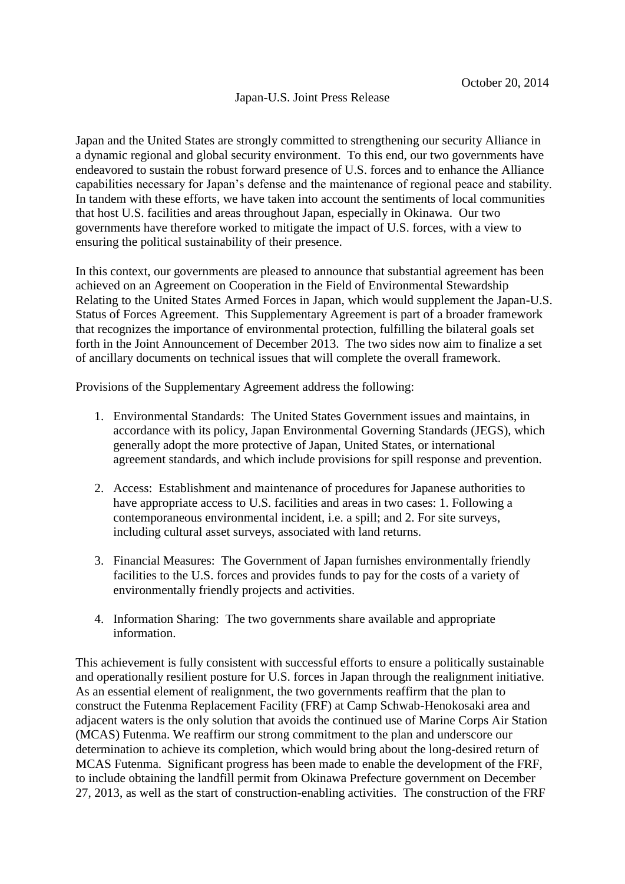October 20, 2014

Japan-U.S. Joint Press Release

Japan and the United States are strongly committed to strengthening our security Alliance in a dynamic regional and global security environment. To this end, our two governments have endeavored to sustain the robust forward presence of U.S. forces and to enhance the Alliance capabilities necessary for Japan's defense and the maintenance of regional peace and stability. In tandem with these efforts, we have taken into account the sentiments of local communities that host U.S. facilities and areas throughout Japan, especially in Okinawa. Our two governments have therefore worked to mitigate the impact of U.S. forces, with a view to ensuring the political sustainability of their presence.

In this context, our governments are pleased to announce that substantial agreement has been achieved on an Agreement on Cooperation in the Field of Environmental Stewardship Relating to the United States Armed Forces in Japan, which would supplement the Japan-U.S. Status of Forces Agreement. This Supplementary Agreement is part of a broader framework that recognizes the importance of environmental protection, fulfilling the bilateral goals set forth in the Joint Announcement of December 2013. The two sides now aim to finalize a set of ancillary documents on technical issues that will complete the overall framework.

Provisions of the Supplementary Agreement address the following:

1. Environmental Standards: The United States Government issues and maintains, in accordance with its policy, Japan Environmental Governing Standards (JEGS), which generally adopt the more protective of Japan, United States, or international agreement standards, and which include provisions for spill response and prevention.

2. Access: Establishment and maintenance of procedures for Japanese authorities to have appropriate access to U.S. facilities and areas in two cases: 1. Following a contemporaneous environmental incident, i.e. a spill; and 2. For site surveys, including cultural asset surveys, associated with land returns.

3. Financial Measures: The Government of Japan furnishes environmentally friendly facilities to the U.S. forces and provides funds to pay for the costs of a variety of environmentally friendly projects and activities.

4. Information Sharing: The two governments share available and appropriate information.

This achievement is fully consistent with successful efforts to ensure a politically sustainable and operationally resilient posture for U.S. forces in Japan through the realignment initiative. As an essential element of realignment, the two governments reaffirm that the plan to construct the Futenma Replacement Facility (FRF) at Camp Schwab-Henokosaki area and adjacent waters is the only solution that avoids the continued use of Marine Corps Air Station (MCAS) Futenma. We reaffirm our strong commitment to the plan and underscore our determination to achieve its completion, which would bring about the long-desired return of MCAS Futenma. Significant progress has been made to enable the development of the FRF, to include obtaining the landfill permit from Okinawa Prefecture government on December 27, 2013, as well as the start of construction-enabling activities. The construction of the FRF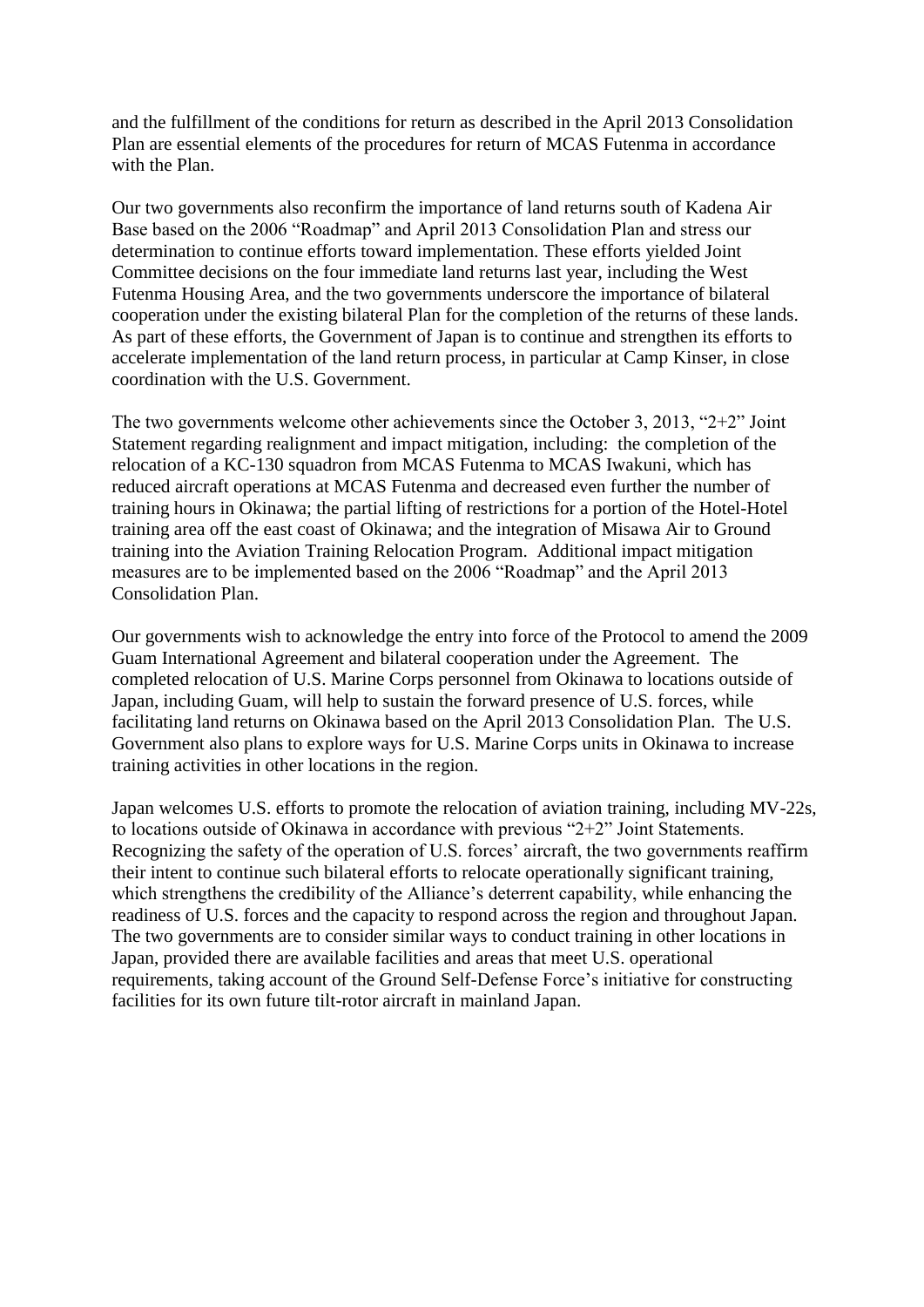and the fulfillment of the conditions for return as described in the April 2013 Consolidation Plan are essential elements of the procedures for return of MCAS Futenma in accordance with the Plan.

Our two governments also reconfirm the importance of land returns south of Kadena Air Base based on the 2006 "Roadmap" and April 2013 Consolidation Plan and stress our determination to continue efforts toward implementation. These efforts yielded Joint Committee decisions on the four immediate land returns last year, including the West Futenma Housing Area, and the two governments underscore the importance of bilateral cooperation under the existing bilateral Plan for the completion of the returns of these lands. As part of these efforts, the Government of Japan is to continue and strengthen its efforts to accelerate implementation of the land return process, in particular at Camp Kinser, in close coordination with the U.S. Government.

The two governments welcome other achievements since the October 3, 2013, "2+2" Joint Statement regarding realignment and impact mitigation, including: the completion of the relocation of a KC-130 squadron from MCAS Futenma to MCAS Iwakuni, which has reduced aircraft operations at MCAS Futenma and decreased even further the number of training hours in Okinawa; the partial lifting of restrictions for a portion of the Hotel-Hotel training area off the east coast of Okinawa; and the integration of Misawa Air to Ground training into the Aviation Training Relocation Program. Additional impact mitigation measures are to be implemented based on the 2006 "Roadmap" and the April 2013 Consolidation Plan.

Our governments wish to acknowledge the entry into force of the Protocol to amend the 2009 Guam International Agreement and bilateral cooperation under the Agreement. The completed relocation of U.S. Marine Corps personnel from Okinawa to locations outside of Japan, including Guam, will help to sustain the forward presence of U.S. forces, while facilitating land returns on Okinawa based on the April 2013 Consolidation Plan. The U.S. Government also plans to explore ways for U.S. Marine Corps units in Okinawa to increase training activities in other locations in the region.

Japan welcomes U.S. efforts to promote the relocation of aviation training, including MV-22s, to locations outside of Okinawa in accordance with previous "2+2" Joint Statements. Recognizing the safety of the operation of U.S. forces' aircraft, the two governments reaffirm their intent to continue such bilateral efforts to relocate operationally significant training, which strengthens the credibility of the Alliance's deterrent capability, while enhancing the readiness of U.S. forces and the capacity to respond across the region and throughout Japan. The two governments are to consider similar ways to conduct training in other locations in Japan, provided there are available facilities and areas that meet U.S. operational requirements, taking account of the Ground Self-Defense Force's initiative for constructing facilities for its own future tilt-rotor aircraft in mainland Japan.